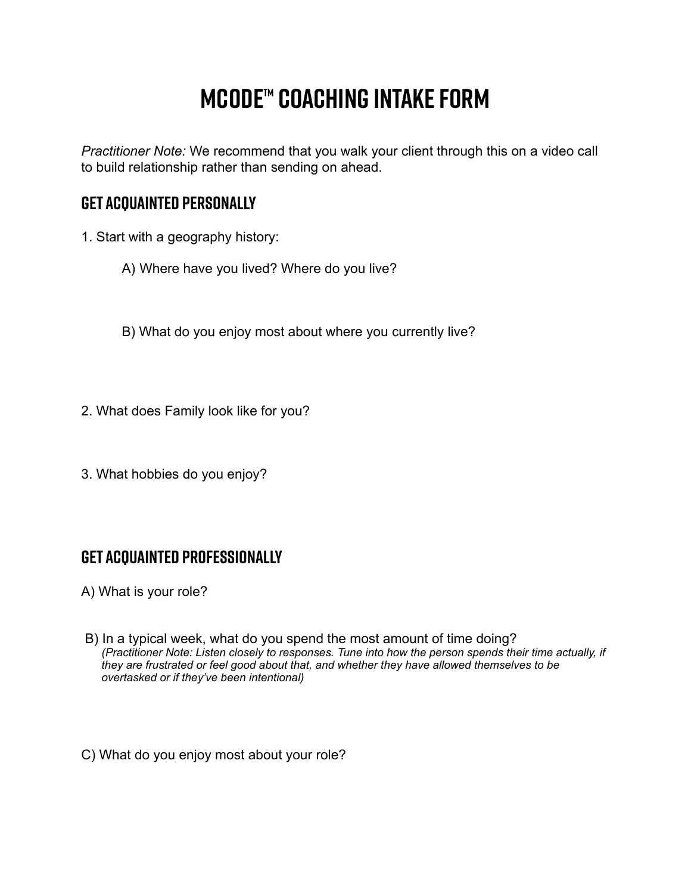# MCODE™ Coaching Intake Form

*Practitioner Note:* We recommend that you walk your client through this on a video call to build relationship rather than sending on ahead.

## Get Acquainted Personally

1. Start with a geography history:

   A) Where have you lived? Where do you live?

   B) What do you enjoy most about where you currently live?

2. What does Family look like for you?

3. What hobbies do you enjoy?

## Get Acquainted Professionally

A) What is your role?

B) In a typical week, what do you spend the most amount of time doing?
*(Practitioner Note: Listen closely to responses. Tune into how the person spends their time actually, if they are frustrated or feel good about that, and whether they have allowed themselves to be overtasked or if they've been intentional)*

C) What do you enjoy most about your role?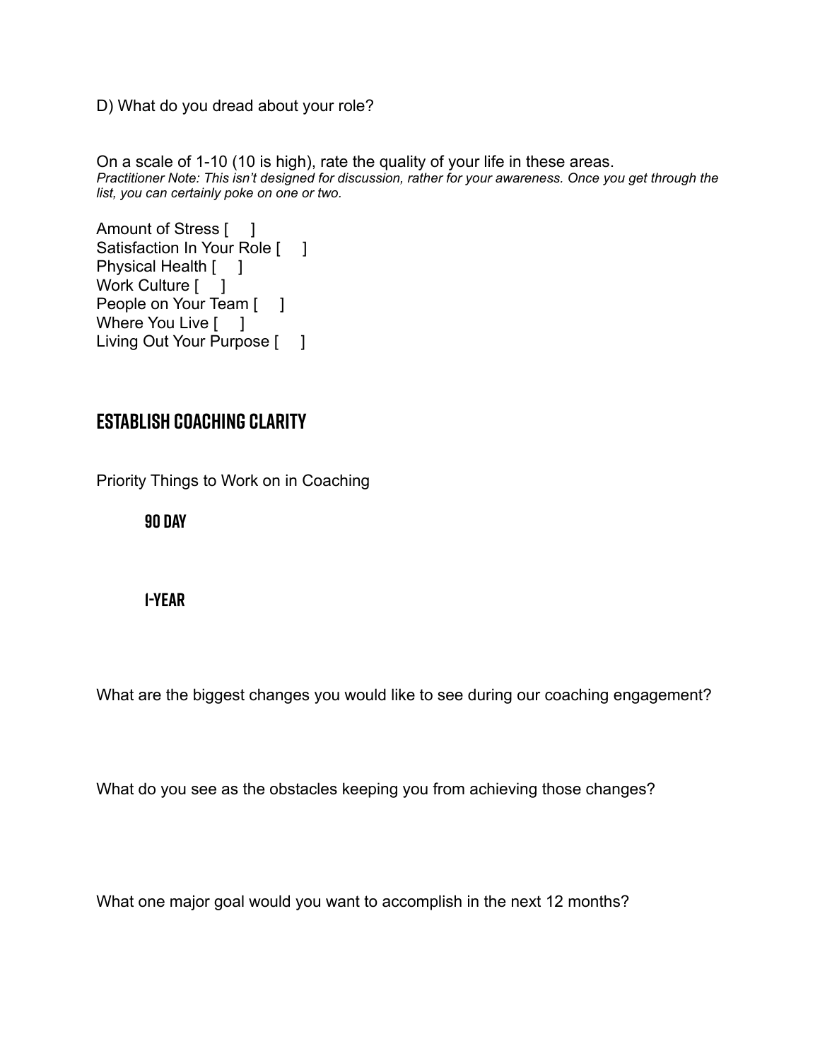D) What do you dread about your role?

On a scale of 1-10 (10 is high), rate the quality of your life in these areas.

*Practitioner Note: This isn't designed for discussion, rather for your awareness. Once you get through the list, you can certainly poke on one or two.*

Amount of Stress [ ]  
Satisfaction In Your Role [ ]  
Physical Health [ ]  
Work Culture [ ]  
People on Your Team [ ]  
Where You Live [ ]  
Living Out Your Purpose [ ]

## ESTABLISH COACHING CLARITY

Priority Things to Work on in Coaching

### 90 DAY

### 1-YEAR

What are the biggest changes you would like to see during our coaching engagement?

What do you see as the obstacles keeping you from achieving those changes?

What one major goal would you want to accomplish in the next 12 months?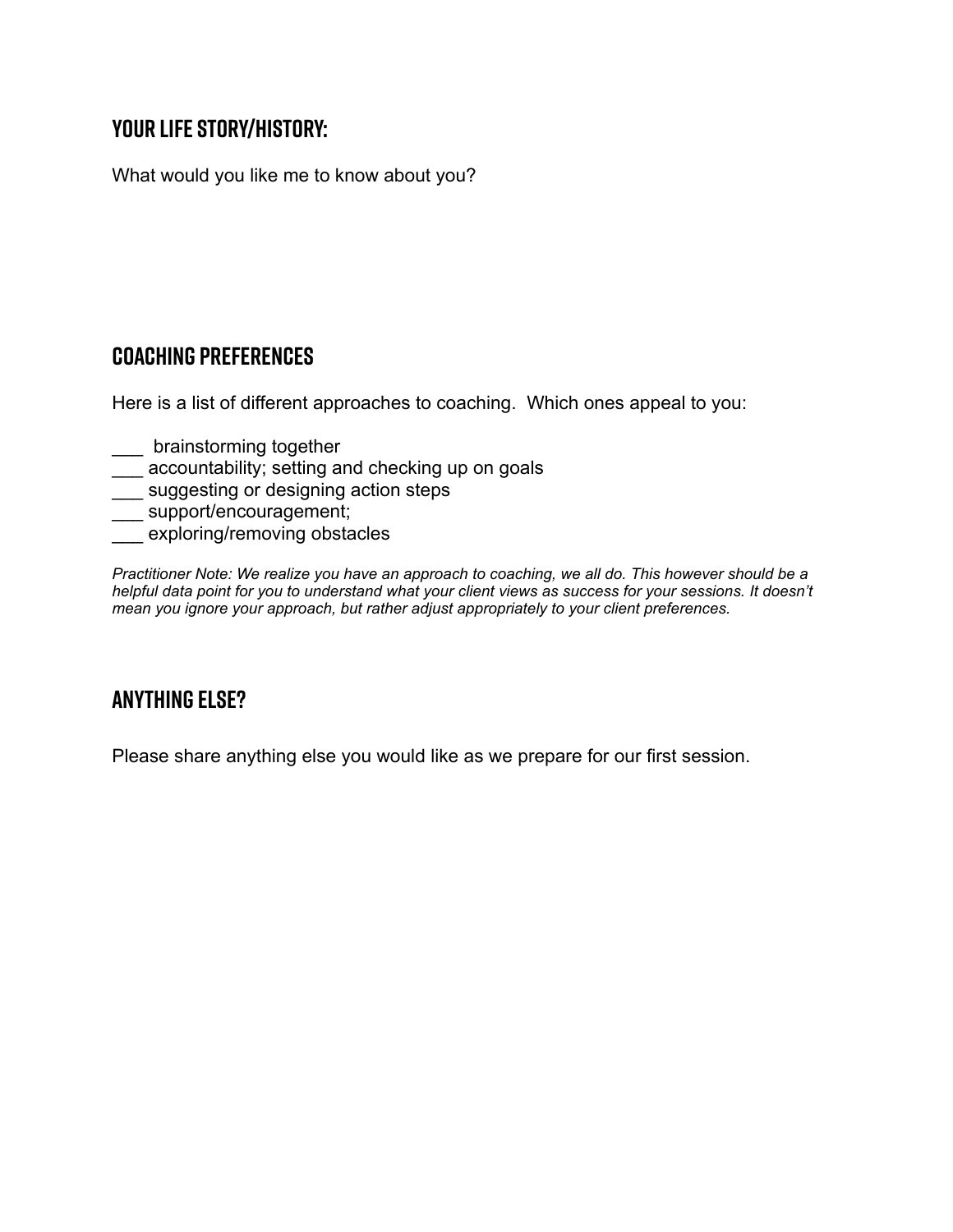## YOUR LIFE STORY/HISTORY:

What would you like me to know about you?

## COACHING PREFERENCES

Here is a list of different approaches to coaching. Which ones appear to you:

___ brainstorming together
___ accountability; setting and checking up on goals
___ suggesting or designing action steps
___ support/encouragement;
___ exploring/removing obstacles

*Practitioner Note: We realize you have an approach to coaching, we all do. This however should be a helpful data point for you to understand what your client views as success for your sessions. It doesn't mean you ignore your approach, but rather adjust appropriately to your client preferences.*

## ANYTHING ELSE?

Please share anything else you would like as we prepare for our first session.